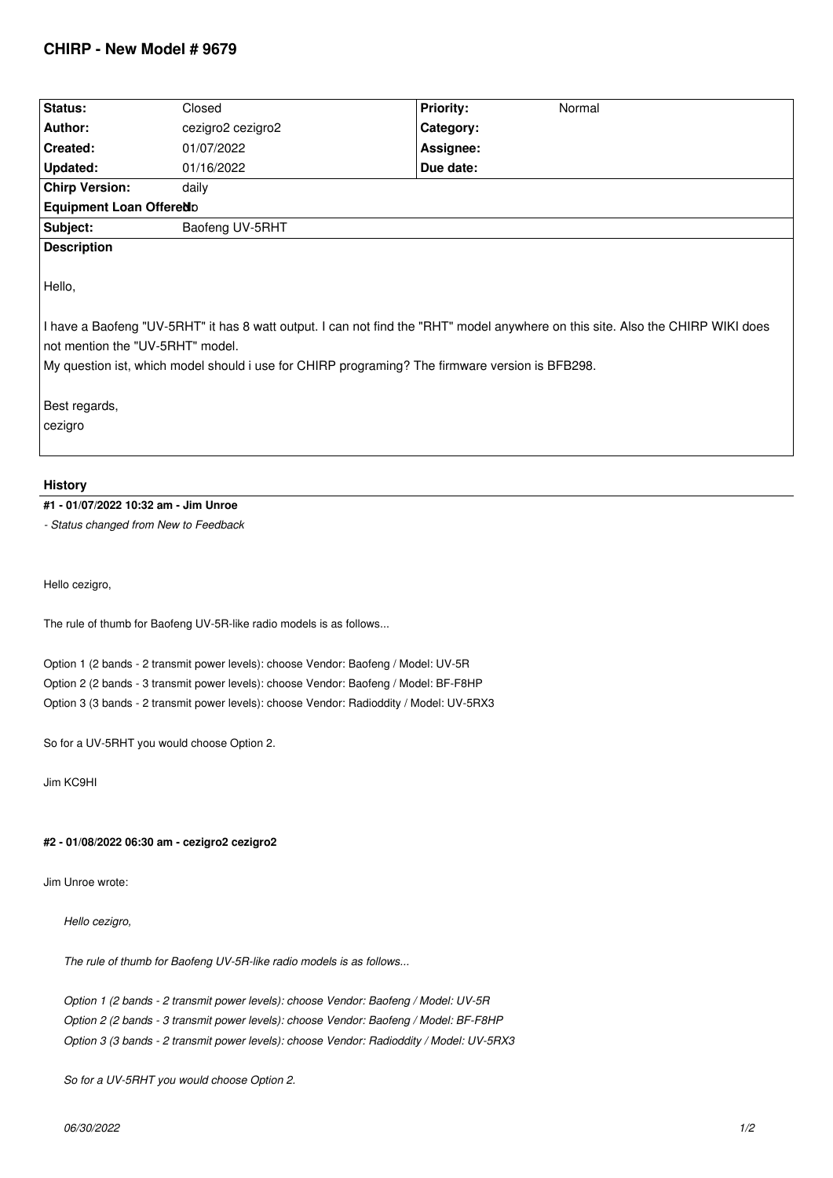# CHIRP - New Model # 9679

| Status: | Closed | Priority: | Normal |
|---|---|---|---|
| Author: | cezigro2 cezigro2 | Category: | |
| Created: | 01/07/2022 | Assignee: | |
| Updated: | 01/16/2022 | Due date: | |
| Chirp Version: | daily | | |
| Equipment Loan Offered: | No | | |
| Subject: | Baofeng UV-5RHT | | |

**Description**

Hello,

I have a Baofeng "UV-5RHT" it has 8 watt output. I can not find the "RHT" model anywhere on this site. Also the CHIRP WIKI does not mention the "UV-5RHT" model.
My question ist, which model should i use for CHIRP programing? The firmware version is BFB298.

Best regards,
cezigro

## History

#### #1 - 01/07/2022 10:32 am - Jim Unroe

*- Status changed from New to Feedback*

Hello cezigro,

The rule of thumb for Baofeng UV-5R-like radio models is as follows...

Option 1 (2 bands - 2 transmit power levels): choose Vendor: Baofeng / Model: UV-5R
Option 2 (2 bands - 3 transmit power levels): choose Vendor: Baofeng / Model: BF-F8HP
Option 3 (3 bands - 2 transmit power levels): choose Vendor: Radioddity / Model: UV-5RX3

So for a UV-5RHT you would choose Option 2.

Jim KC9HI

#### #2 - 01/08/2022 06:30 am - cezigro2 cezigro2

Jim Unroe wrote:

> *Hello cezigro,*
>
> *The rule of thumb for Baofeng UV-5R-like radio models is as follows...*
>
> *Option 1 (2 bands - 2 transmit power levels): choose Vendor: Baofeng / Model: UV-5R*
> *Option 2 (2 bands - 3 transmit power levels): choose Vendor: Baofeng / Model: BF-F8HP*
> *Option 3 (3 bands - 2 transmit power levels): choose Vendor: Radioddity / Model: UV-5RX3*
>
> *So for a UV-5RHT you would choose Option 2.*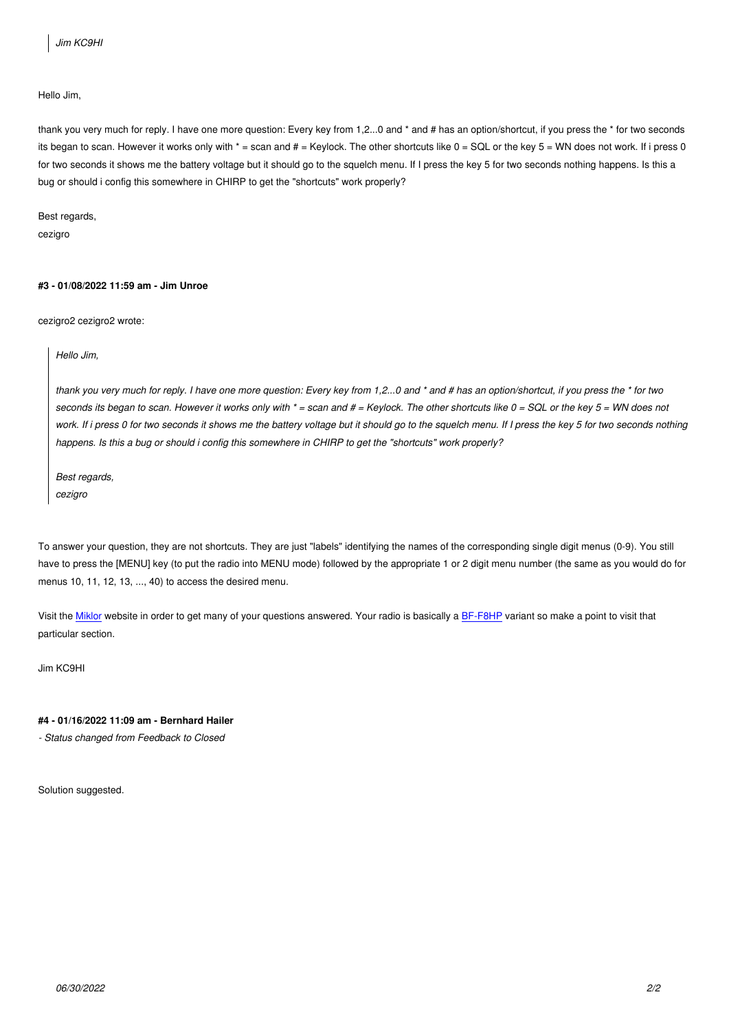> *Jim KC9HI*

Hello Jim,

thank you very much for reply. I have one more question: Every key from 1,2...0 and * and # has an option/shortcut, if you press the * for two seconds its began to scan. However it works only with * = scan and # = Keylock. The other shortcuts like 0 = SQL or the key 5 = WN does not work. If i press 0 for two seconds it shows me the battery voltage but it should go to the squelch menu. If I press the key 5 for two seconds nothing happens. Is this a bug or should i config this somewhere in CHIRP to get the "shortcuts" work properly?

Best regards,
cezigro

**#3 - 01/08/2022 11:59 am - Jim Unroe**

cezigro2 cezigro2 wrote:

> *Hello Jim,*
>
> *thank you very much for reply. I have one more question: Every key from 1,2...0 and * and # has an option/shortcut, if you press the * for two seconds its began to scan. However it works only with * = scan and # = Keylock. The other shortcuts like 0 = SQL or the key 5 = WN does not work. If i press 0 for two seconds it shows me the battery voltage but it should go to the squelch menu. If I press the key 5 for two seconds nothing happens. Is this a bug or should i config this somewhere in CHIRP to get the "shortcuts" work properly?*
>
> *Best regards,*
> *cezigro*

To answer your question, they are not shortcuts. They are just "labels" identifying the names of the corresponding single digit menus (0-9). You still have to press the [MENU] key (to put the radio into MENU mode) followed by the appropriate 1 or 2 digit menu number (the same as you would do for menus 10, 11, 12, 13, ..., 40) to access the desired menu.

Visit the Miklor website in order to get many of your questions answered. Your radio is basically a BF-F8HP variant so make a point to visit that particular section.

Jim KC9HI

**#4 - 01/16/2022 11:09 am - Bernhard Hailer**

*- Status changed from Feedback to Closed*

Solution suggested.